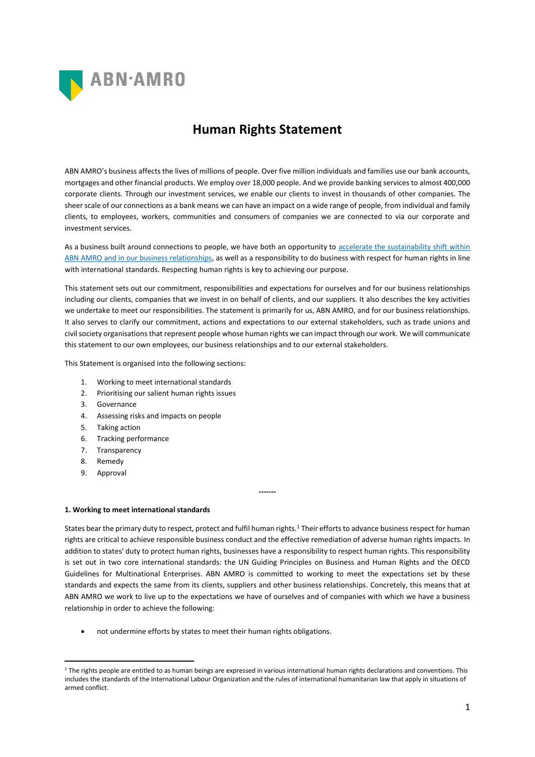# Human Rights Statement

ABN AMRO's business affects the lives of millions of people. Over five million individuals and families use our bank accounts, mortgages and other financial products. We employ over 18,000 people. And we provide banking services to almost 400,000 corporate clients. Through our investment services, we enable our clients to invest in thousands of other companies. The sheer scale of our connections as a bank means we can have an impact on a wide range of people, from individual and family clients, to employees, workers, communities and consumers of companies we are connected to via our corporate and investment services.

As a business built around connections to people, we have both an opportunity to accelerate the sustainability shift within ABN AMRO and in our business relationships, as well as a responsibility to do business with respect for human rights in line with international standards. Respecting human rights is key to achieving our purpose.

This statement sets out our commitment, responsibilities and expectations for ourselves and for our business relationships including our clients, companies that we invest in on behalf of clients, and our suppliers. It also describes the key activities we undertake to meet our responsibilities. The statement is primarily for us, ABN AMRO, and for our business relationships. It also serves to clarify our commitment, actions and expectations to our external stakeholders, such as trade unions and civil society organisations that represent people whose human rights we can impact through our work. We will communicate this statement to our own employees, our business relationships and to our external stakeholders.

This Statement is organised into the following sections:

1. Working to meet international standards
2. Prioritising our salient human rights issues
3. Governance
4. Assessing risks and impacts on people
5. Taking action
6. Tracking performance
7. Transparency
8. Remedy
9. Approval

-------

**1. Working to meet international standards**

States bear the primary duty to respect, protect and fulfil human rights.[1] Their efforts to advance business respect for human rights are critical to achieve responsible business conduct and the effective remediation of adverse human rights impacts. In addition to states' duty to protect human rights, businesses have a responsibility to respect human rights. This responsibility is set out in two core international standards: the UN Guiding Principles on Business and Human Rights and the OECD Guidelines for Multinational Enterprises. ABN AMRO is committed to working to meet the expectations set by these standards and expects the same from its clients, suppliers and other business relationships. Concretely, this means that at ABN AMRO we work to live up to the expectations we have of ourselves and of companies with which we have a business relationship in order to achieve the following:

- not undermine efforts by states to meet their human rights obligations.

[1] The rights people are entitled to as human beings are expressed in various international human rights declarations and conventions. This includes the standards of the International Labour Organization and the rules of international humanitarian law that apply in situations of armed conflict.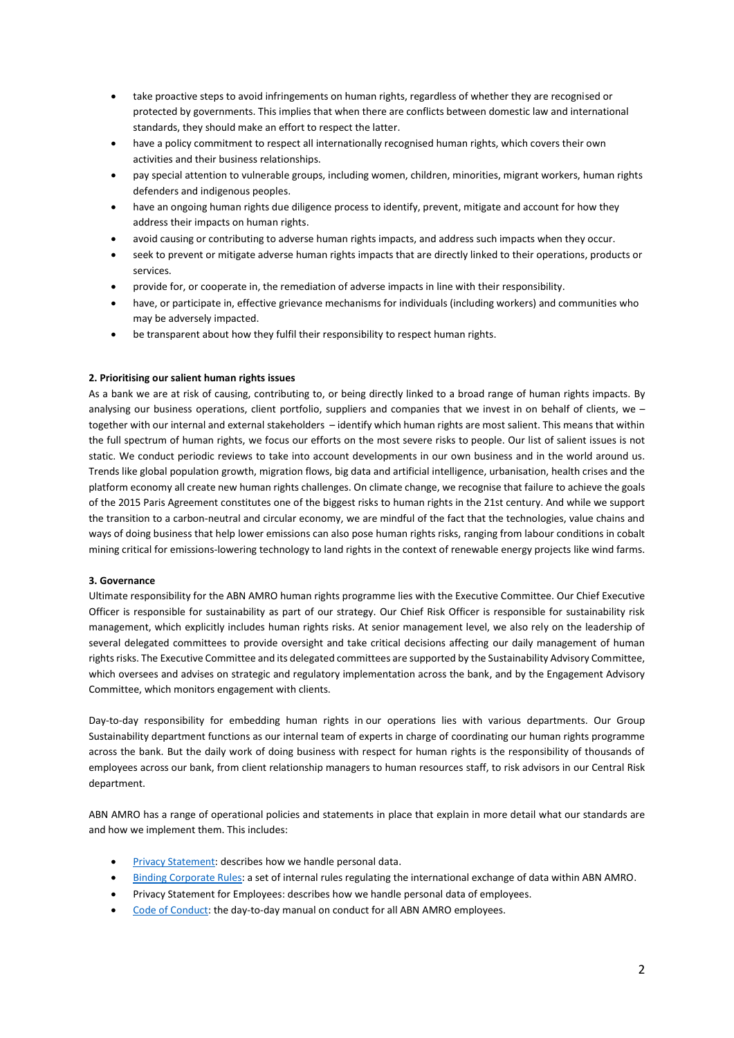- take proactive steps to avoid infringements on human rights, regardless of whether they are recognised or protected by governments. This implies that when there are conflicts between domestic law and international standards, they should make an effort to respect the latter.
- have a policy commitment to respect all internationally recognised human rights, which covers their own activities and their business relationships.
- pay special attention to vulnerable groups, including women, children, minorities, migrant workers, human rights defenders and indigenous peoples.
- have an ongoing human rights due diligence process to identify, prevent, mitigate and account for how they address their impacts on human rights.
- avoid causing or contributing to adverse human rights impacts, and address such impacts when they occur.
- seek to prevent or mitigate adverse human rights impacts that are directly linked to their operations, products or services.
- provide for, or cooperate in, the remediation of adverse impacts in line with their responsibility.
- have, or participate in, effective grievance mechanisms for individuals (including workers) and communities who may be adversely impacted.
- be transparent about how they fulfil their responsibility to respect human rights.

**2. Prioritising our salient human rights issues**

As a bank we are at risk of causing, contributing to, or being directly linked to a broad range of human rights impacts. By analysing our business operations, client portfolio, suppliers and companies that we invest in on behalf of clients, we – together with our internal and external stakeholders – identify which human rights are most salient. This means that within the full spectrum of human rights, we focus our efforts on the most severe risks to people. Our list of salient issues is not static. We conduct periodic reviews to take into account developments in our own business and in the world around us. Trends like global population growth, migration flows, big data and artificial intelligence, urbanisation, health crises and the platform economy all create new human rights challenges. On climate change, we recognise that failure to achieve the goals of the 2015 Paris Agreement constitutes one of the biggest risks to human rights in the 21st century. And while we support the transition to a carbon-neutral and circular economy, we are mindful of the fact that the technologies, value chains and ways of doing business that help lower emissions can also pose human rights risks, ranging from labour conditions in cobalt mining critical for emissions-lowering technology to land rights in the context of renewable energy projects like wind farms.

**3. Governance**

Ultimate responsibility for the ABN AMRO human rights programme lies with the Executive Committee. Our Chief Executive Officer is responsible for sustainability as part of our strategy. Our Chief Risk Officer is responsible for sustainability risk management, which explicitly includes human rights risks. At senior management level, we also rely on the leadership of several delegated committees to provide oversight and take critical decisions affecting our daily management of human rights risks. The Executive Committee and its delegated committees are supported by the Sustainability Advisory Committee, which oversees and advises on strategic and regulatory implementation across the bank, and by the Engagement Advisory Committee, which monitors engagement with clients.

Day-to-day responsibility for embedding human rights in our operations lies with various departments. Our Group Sustainability department functions as our internal team of experts in charge of coordinating our human rights programme across the bank. But the daily work of doing business with respect for human rights is the responsibility of thousands of employees across our bank, from client relationship managers to human resources staff, to risk advisors in our Central Risk department.

ABN AMRO has a range of operational policies and statements in place that explain in more detail what our standards are and how we implement them. This includes:

- Privacy Statement: describes how we handle personal data.
- Binding Corporate Rules: a set of internal rules regulating the international exchange of data within ABN AMRO.
- Privacy Statement for Employees: describes how we handle personal data of employees.
- Code of Conduct: the day-to-day manual on conduct for all ABN AMRO employees.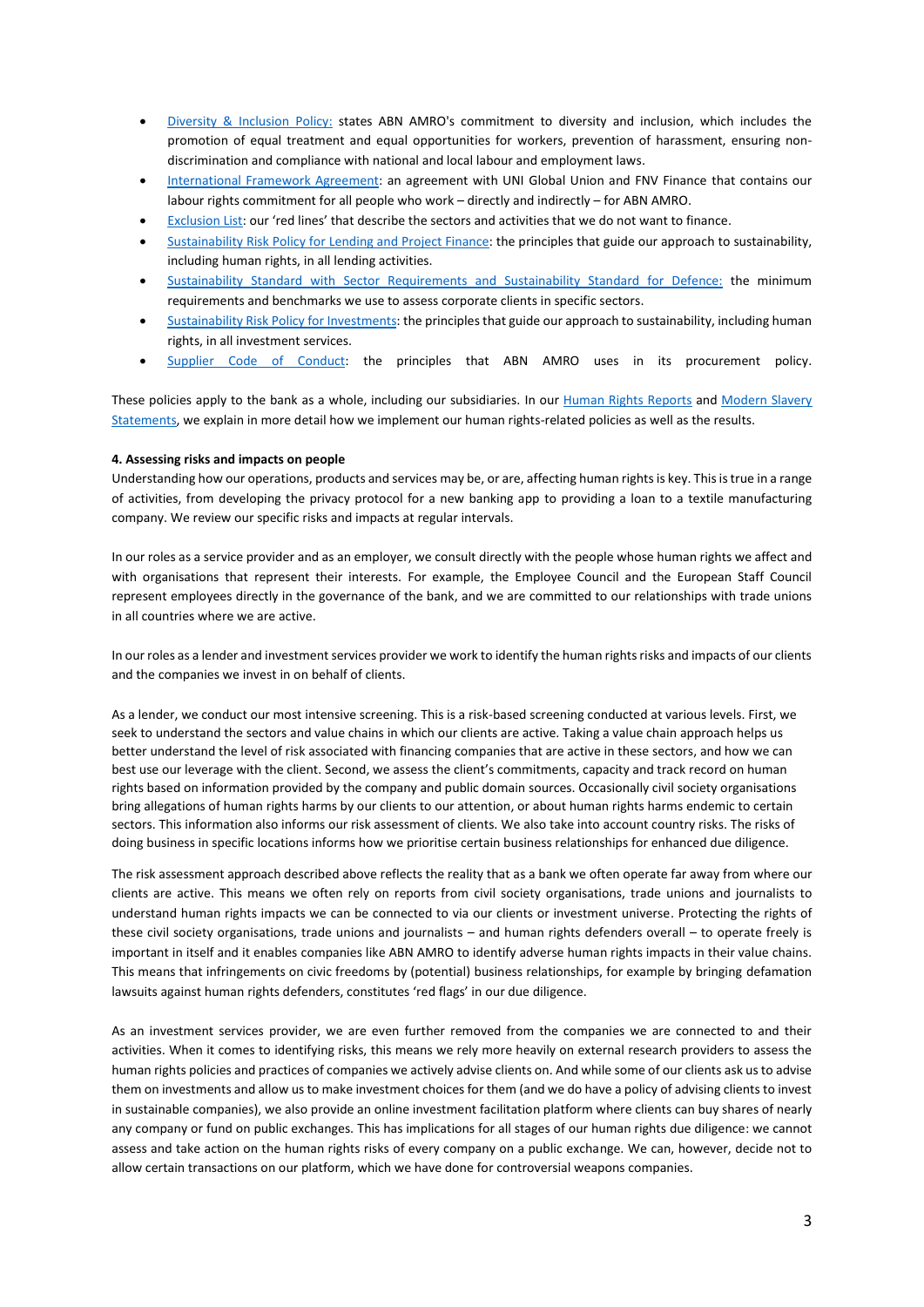- Diversity & Inclusion Policy: states ABN AMRO's commitment to diversity and inclusion, which includes the promotion of equal treatment and equal opportunities for workers, prevention of harassment, ensuring non-discrimination and compliance with national and local labour and employment laws.
- International Framework Agreement: an agreement with UNI Global Union and FNV Finance that contains our labour rights commitment for all people who work – directly and indirectly – for ABN AMRO.
- Exclusion List: our 'red lines' that describe the sectors and activities that we do not want to finance.
- Sustainability Risk Policy for Lending and Project Finance: the principles that guide our approach to sustainability, including human rights, in all lending activities.
- Sustainability Standard with Sector Requirements and Sustainability Standard for Defence: the minimum requirements and benchmarks we use to assess corporate clients in specific sectors.
- Sustainability Risk Policy for Investments: the principles that guide our approach to sustainability, including human rights, in all investment services.
- Supplier Code of Conduct: the principles that ABN AMRO uses in its procurement policy.

These policies apply to the bank as a whole, including our subsidiaries. In our Human Rights Reports and Modern Slavery Statements, we explain in more detail how we implement our human rights-related policies as well as the results.

**4. Assessing risks and impacts on people**

Understanding how our operations, products and services may be, or are, affecting human rights is key. This is true in a range of activities, from developing the privacy protocol for a new banking app to providing a loan to a textile manufacturing company. We review our specific risks and impacts at regular intervals.

In our roles as a service provider and as an employer, we consult directly with the people whose human rights we affect and with organisations that represent their interests. For example, the Employee Council and the European Staff Council represent employees directly in the governance of the bank, and we are committed to our relationships with trade unions in all countries where we are active.

In our roles as a lender and investment services provider we work to identify the human rights risks and impacts of our clients and the companies we invest in on behalf of clients.

As a lender, we conduct our most intensive screening. This is a risk-based screening conducted at various levels. First, we seek to understand the sectors and value chains in which our clients are active. Taking a value chain approach helps us better understand the level of risk associated with financing companies that are active in these sectors, and how we can best use our leverage with the client. Second, we assess the client's commitments, capacity and track record on human rights based on information provided by the company and public domain sources. Occasionally civil society organisations bring allegations of human rights harms by our clients to our attention, or about human rights harms endemic to certain sectors. This information also informs our risk assessment of clients. We also take into account country risks. The risks of doing business in specific locations informs how we prioritise certain business relationships for enhanced due diligence.

The risk assessment approach described above reflects the reality that as a bank we often operate far away from where our clients are active. This means we often rely on reports from civil society organisations, trade unions and journalists to understand human rights impacts we can be connected to via our clients or investment universe. Protecting the rights of these civil society organisations, trade unions and journalists – and human rights defenders overall – to operate freely is important in itself and it enables companies like ABN AMRO to identify adverse human rights impacts in their value chains. This means that infringements on civic freedoms by (potential) business relationships, for example by bringing defamation lawsuits against human rights defenders, constitutes 'red flags' in our due diligence.

As an investment services provider, we are even further removed from the companies we are connected to and their activities. When it comes to identifying risks, this means we rely more heavily on external research providers to assess the human rights policies and practices of companies we actively advise clients on. And while some of our clients ask us to advise them on investments and allow us to make investment choices for them (and we do have a policy of advising clients to invest in sustainable companies), we also provide an online investment facilitation platform where clients can buy shares of nearly any company or fund on public exchanges. This has implications for all stages of our human rights due diligence: we cannot assess and take action on the human rights risks of every company on a public exchange. We can, however, decide not to allow certain transactions on our platform, which we have done for controversial weapons companies.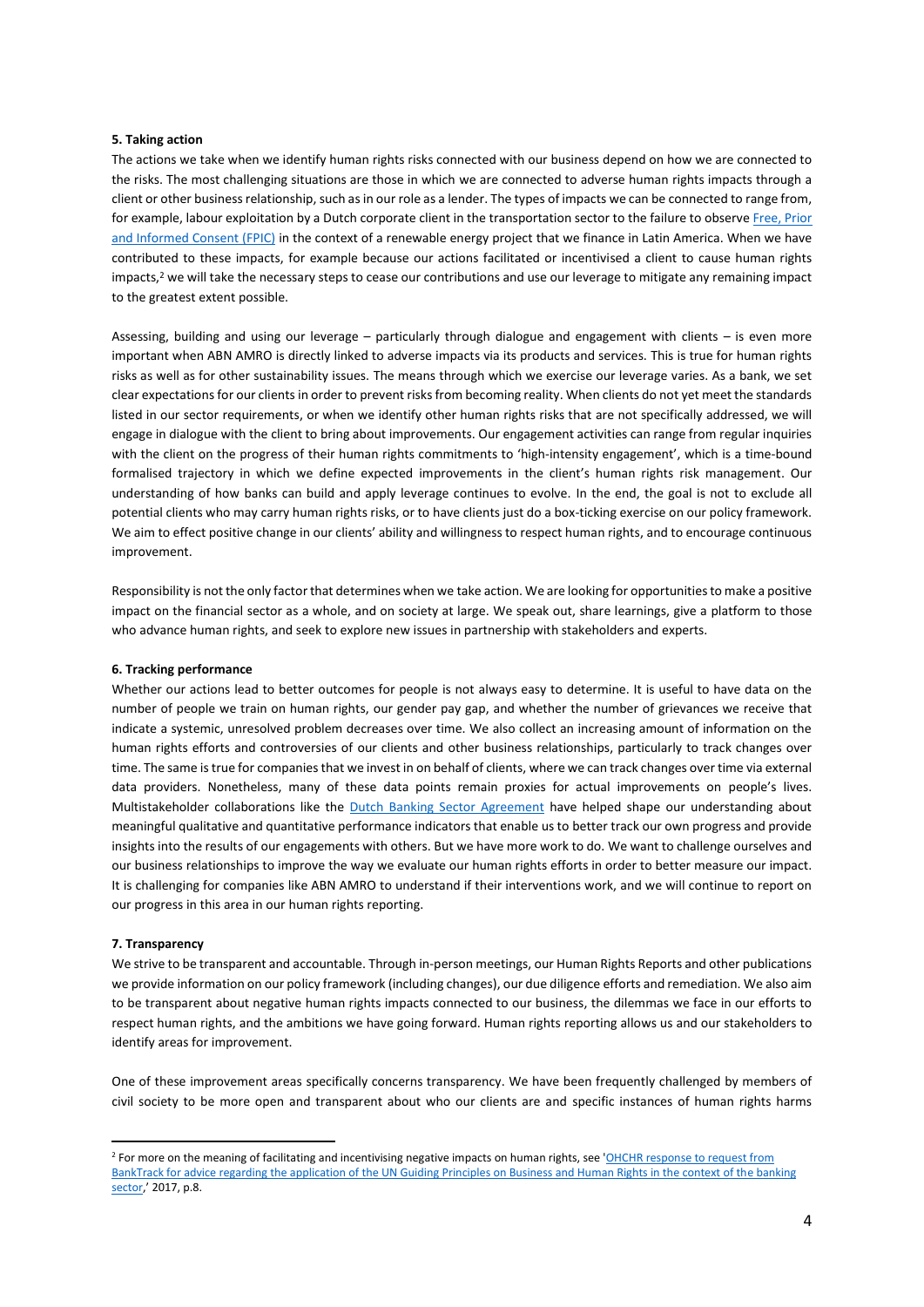**5. Taking action**

The actions we take when we identify human rights risks connected with our business depend on how we are connected to the risks. The most challenging situations are those in which we are connected to adverse human rights impacts through a client or other business relationship, such as in our role as a lender. The types of impacts we can be connected to range from, for example, labour exploitation by a Dutch corporate client in the transportation sector to the failure to observe Free, Prior and Informed Consent (FPIC) in the context of a renewable energy project that we finance in Latin America. When we have contributed to these impacts, for example because our actions facilitated or incentivised a client to cause human rights impacts,[2] we will take the necessary steps to cease our contributions and use our leverage to mitigate any remaining impact to the greatest extent possible.

Assessing, building and using our leverage – particularly through dialogue and engagement with clients – is even more important when ABN AMRO is directly linked to adverse impacts via its products and services. This is true for human rights risks as well as for other sustainability issues. The means through which we exercise our leverage varies. As a bank, we set clear expectations for our clients in order to prevent risks from becoming reality. When clients do not yet meet the standards listed in our sector requirements, or when we identify other human rights risks that are not specifically addressed, we will engage in dialogue with the client to bring about improvements. Our engagement activities can range from regular inquiries with the client on the progress of their human rights commitments to 'high-intensity engagement', which is a time-bound formalised trajectory in which we define expected improvements in the client's human rights risk management. Our understanding of how banks can build and apply leverage continues to evolve. In the end, the goal is not to exclude all potential clients who may carry human rights risks, or to have clients just do a box-ticking exercise on our policy framework. We aim to effect positive change in our clients' ability and willingness to respect human rights, and to encourage continuous improvement.

Responsibility is not the only factor that determines when we take action. We are looking for opportunities to make a positive impact on the financial sector as a whole, and on society at large. We speak out, share learnings, give a platform to those who advance human rights, and seek to explore new issues in partnership with stakeholders and experts.

**6. Tracking performance**

Whether our actions lead to better outcomes for people is not always easy to determine. It is useful to have data on the number of people we train on human rights, our gender pay gap, and whether the number of grievances we receive that indicate a systemic, unresolved problem decreases over time. We also collect an increasing amount of information on the human rights efforts and controversies of our clients and other business relationships, particularly to track changes over time. The same is true for companies that we invest in on behalf of clients, where we can track changes over time via external data providers. Nonetheless, many of these data points remain proxies for actual improvements on people's lives. Multistakeholder collaborations like the Dutch Banking Sector Agreement have helped shape our understanding about meaningful qualitative and quantitative performance indicators that enable us to better track our own progress and provide insights into the results of our engagements with others. But we have more work to do. We want to challenge ourselves and our business relationships to improve the way we evaluate our human rights efforts in order to better measure our impact. It is challenging for companies like ABN AMRO to understand if their interventions work, and we will continue to report on our progress in this area in our human rights reporting.

**7. Transparency**

We strive to be transparent and accountable. Through in-person meetings, our Human Rights Reports and other publications we provide information on our policy framework (including changes), our due diligence efforts and remediation. We also aim to be transparent about negative human rights impacts connected to our business, the dilemmas we face in our efforts to respect human rights, and the ambitions we have going forward. Human rights reporting allows us and our stakeholders to identify areas for improvement.

One of these improvement areas specifically concerns transparency. We have been frequently challenged by members of civil society to be more open and transparent about who our clients are and specific instances of human rights harms

---

[2] For more on the meaning of facilitating and incentivising negative impacts on human rights, see 'OHCHR response to request from BankTrack for advice regarding the application of the UN Guiding Principles on Business and Human Rights in the context of the banking sector,' 2017, p.8.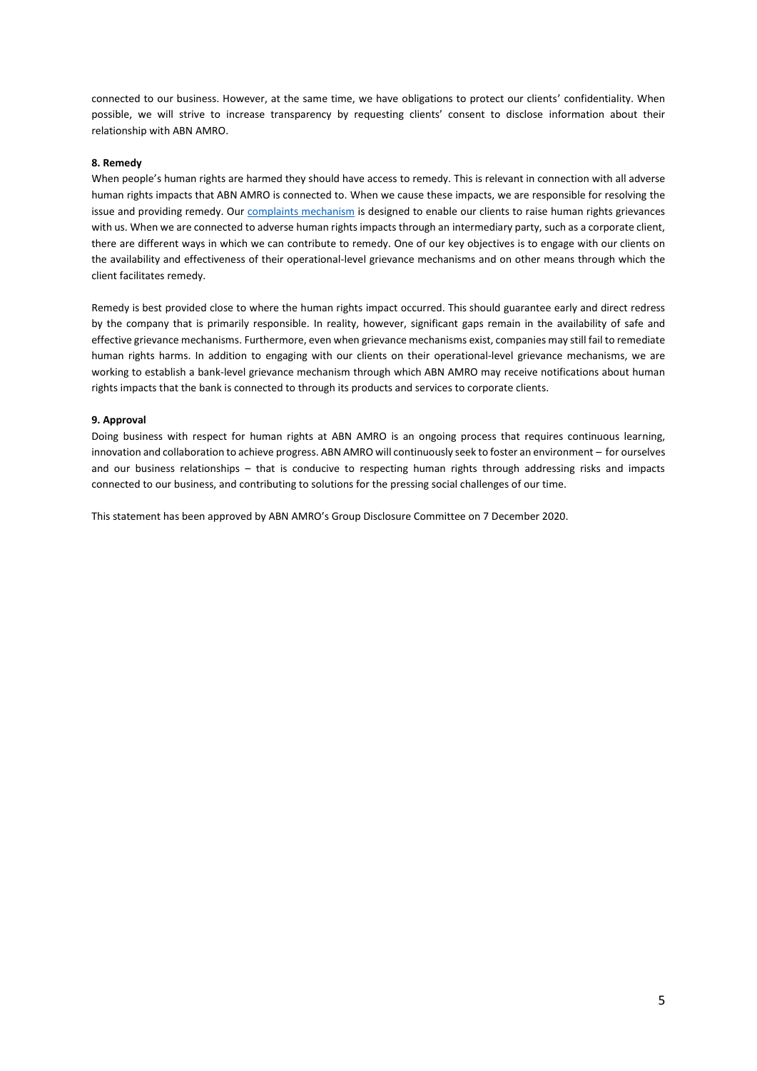connected to our business. However, at the same time, we have obligations to protect our clients' confidentiality. When possible, we will strive to increase transparency by requesting clients' consent to disclose information about their relationship with ABN AMRO.

**8. Remedy**

When people's human rights are harmed they should have access to remedy. This is relevant in connection with all adverse human rights impacts that ABN AMRO is connected to. When we cause these impacts, we are responsible for resolving the issue and providing remedy. Our complaints mechanism is designed to enable our clients to raise human rights grievances with us. When we are connected to adverse human rights impacts through an intermediary party, such as a corporate client, there are different ways in which we can contribute to remedy. One of our key objectives is to engage with our clients on the availability and effectiveness of their operational-level grievance mechanisms and on other means through which the client facilitates remedy.

Remedy is best provided close to where the human rights impact occurred. This should guarantee early and direct redress by the company that is primarily responsible. In reality, however, significant gaps remain in the availability of safe and effective grievance mechanisms. Furthermore, even when grievance mechanisms exist, companies may still fail to remediate human rights harms. In addition to engaging with our clients on their operational-level grievance mechanisms, we are working to establish a bank-level grievance mechanism through which ABN AMRO may receive notifications about human rights impacts that the bank is connected to through its products and services to corporate clients.

**9. Approval**

Doing business with respect for human rights at ABN AMRO is an ongoing process that requires continuous learning, innovation and collaboration to achieve progress. ABN AMRO will continuously seek to foster an environment – for ourselves and our business relationships – that is conducive to respecting human rights through addressing risks and impacts connected to our business, and contributing to solutions for the pressing social challenges of our time.

This statement has been approved by ABN AMRO's Group Disclosure Committee on 7 December 2020.